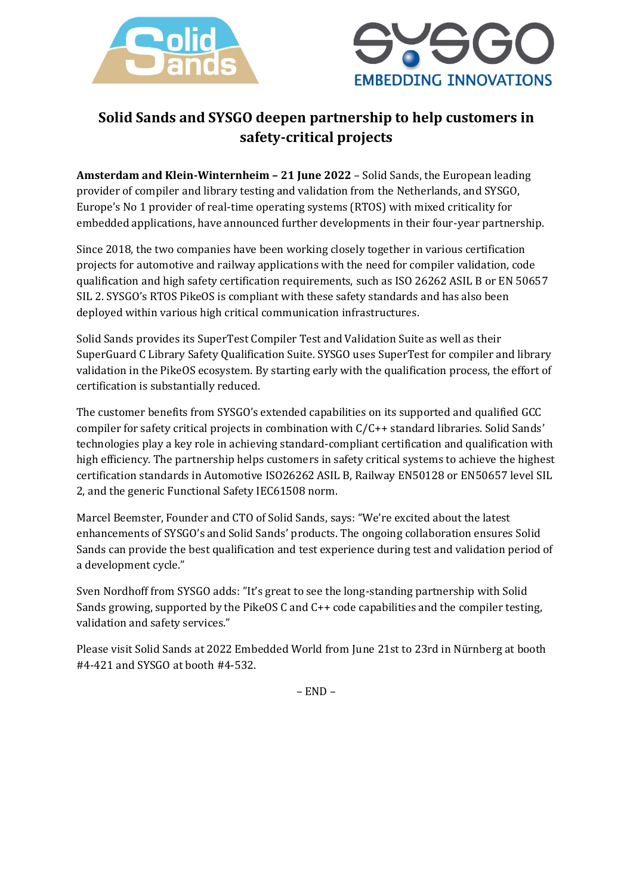# Solid Sands and SYSGO deepen partnership to help customers in safety-critical projects

**Amsterdam and Klein-Winternheim – 21 June 2022** – Solid Sands, the European leading provider of compiler and library testing and validation from the Netherlands, and SYSGO, Europe's No 1 provider of real-time operating systems (RTOS) with mixed criticality for embedded applications, have announced further developments in their four-year partnership.

Since 2018, the two companies have been working closely together in various certification projects for automotive and railway applications with the need for compiler validation, code qualification and high safety certification requirements, such as ISO 26262 ASIL B or EN 50657 SIL 2. SYSGO's RTOS PikeOS is compliant with these safety standards and has also been deployed within various high critical communication infrastructures.

Solid Sands provides its SuperTest Compiler Test and Validation Suite as well as their SuperGuard C Library Safety Qualification Suite. SYSGO uses SuperTest for compiler and library validation in the PikeOS ecosystem. By starting early with the qualification process, the effort of certification is substantially reduced.

The customer benefits from SYSGO's extended capabilities on its supported and qualified GCC compiler for safety critical projects in combination with C/C++ standard libraries. Solid Sands' technologies play a key role in achieving standard-compliant certification and qualification with high efficiency. The partnership helps customers in safety critical systems to achieve the highest certification standards in Automotive ISO26262 ASIL B, Railway EN50128 or EN50657 level SIL 2, and the generic Functional Safety IEC61508 norm.

Marcel Beemster, Founder and CTO of Solid Sands, says: "We're excited about the latest enhancements of SYSGO's and Solid Sands' products. The ongoing collaboration ensures Solid Sands can provide the best qualification and test experience during test and validation period of a development cycle."

Sven Nordhoff from SYSGO adds: "It's great to see the long-standing partnership with Solid Sands growing, supported by the PikeOS C and C++ code capabilities and the compiler testing, validation and safety services."

Please visit Solid Sands at 2022 Embedded World from June 21st to 23rd in Nürnberg at booth #4-421 and SYSGO at booth #4-532.

– END –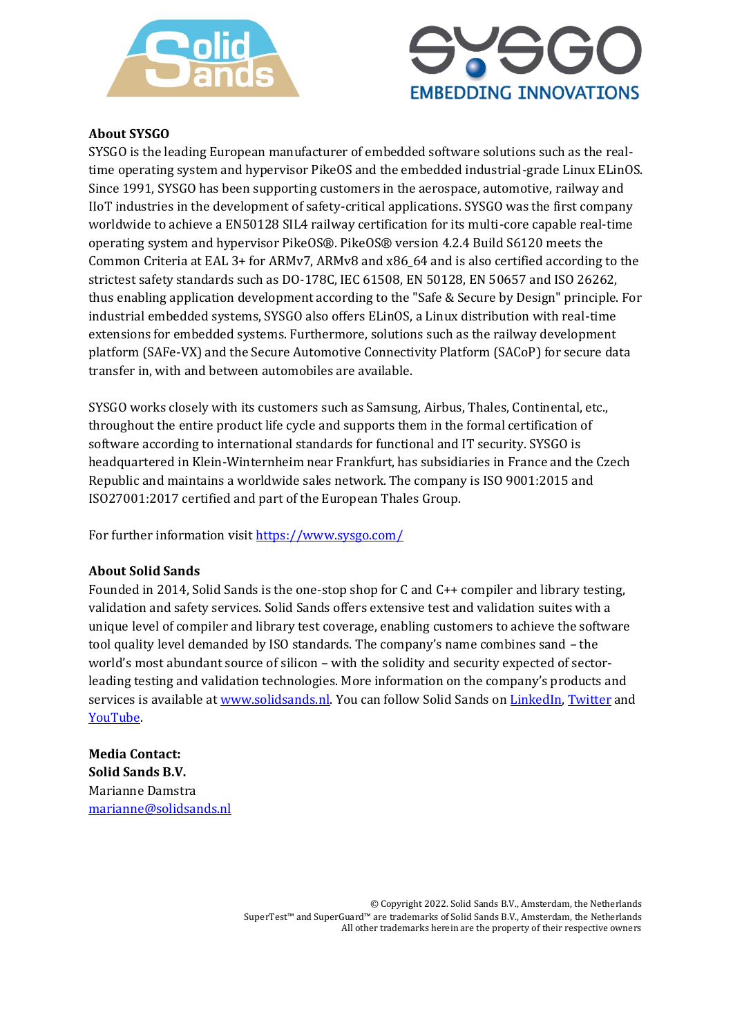**About SYSGO**

SYSGO is the leading European manufacturer of embedded software solutions such as the real-time operating system and hypervisor PikeOS and the embedded industrial-grade Linux ELinOS. Since 1991, SYSGO has been supporting customers in the aerospace, automotive, railway and IIoT industries in the development of safety-critical applications. SYSGO was the first company worldwide to achieve a EN50128 SIL4 railway certification for its multi-core capable real-time operating system and hypervisor PikeOS®. PikeOS® version 4.2.4 Build S6120 meets the Common Criteria at EAL 3+ for ARMv7, ARMv8 and x86_64 and is also certified according to the strictest safety standards such as DO-178C, IEC 61508, EN 50128, EN 50657 and ISO 26262, thus enabling application development according to the "Safe & Secure by Design" principle. For industrial embedded systems, SYSGO also offers ELinOS, a Linux distribution with real-time extensions for embedded systems. Furthermore, solutions such as the railway development platform (SAFe-VX) and the Secure Automotive Connectivity Platform (SACoP) for secure data transfer in, with and between automobiles are available.

SYSGO works closely with its customers such as Samsung, Airbus, Thales, Continental, etc., throughout the entire product life cycle and supports them in the formal certification of software according to international standards for functional and IT security. SYSGO is headquartered in Klein-Winternheim near Frankfurt, has subsidiaries in France and the Czech Republic and maintains a worldwide sales network. The company is ISO 9001:2015 and ISO27001:2017 certified and part of the European Thales Group.

For further information visit [https://www.sysgo.com/](https://www.sysgo.com/)

**About Solid Sands**

Founded in 2014, Solid Sands is the one-stop shop for C and C++ compiler and library testing, validation and safety services. Solid Sands offers extensive test and validation suites with a unique level of compiler and library test coverage, enabling customers to achieve the software tool quality level demanded by ISO standards. The company's name combines sand – the world's most abundant source of silicon – with the solidity and security expected of sector-leading testing and validation technologies. More information on the company's products and services is available at [www.solidsands.nl](www.solidsands.nl). You can follow Solid Sands on [LinkedIn](), [Twitter]() and [YouTube]().

**Media Contact:**
**Solid Sands B.V.**
Marianne Damstra
[marianne@solidsands.nl](mailto:marianne@solidsands.nl)

© Copyright 2022. Solid Sands B.V., Amsterdam, the Netherlands
SuperTest™ and SuperGuard™ are trademarks of Solid Sands B.V., Amsterdam, the Netherlands
All other trademarks herein are the property of their respective owners